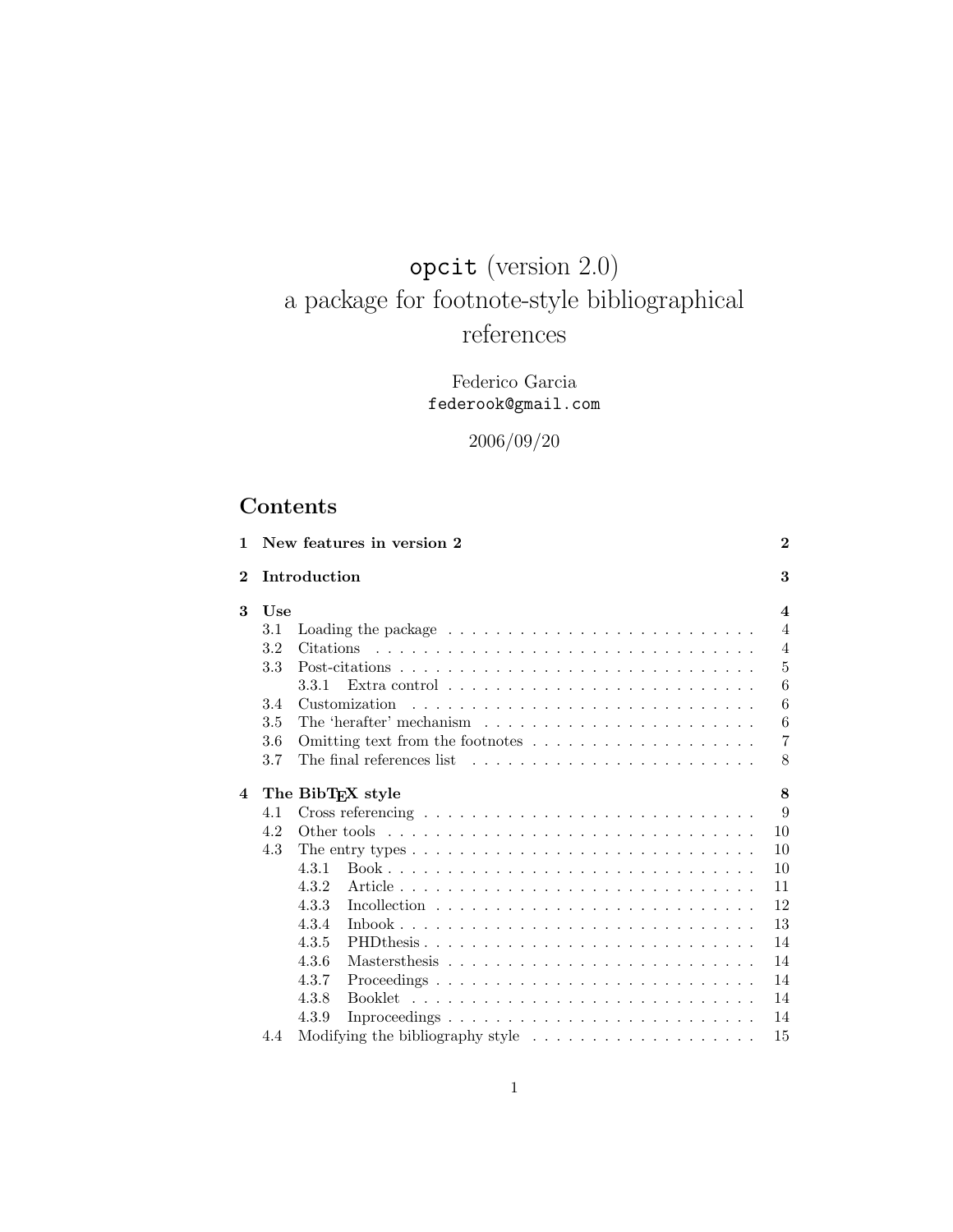# `opcit` (version 2.0)
# a package for footnote-style bibliographical references

Federico Garcia
`federook@gmail.com`

2006/09/20

## Contents

**1 New features in version 2** — **2**

**2 Introduction** — **3**

**3 Use** — **4**

- 3.1 Loading the package . . . . . . . . . . . . . . . . . . . . . . . . 4
- 3.2 Citations . . . . . . . . . . . . . . . . . . . . . . . . . . . . . . 4
- 3.3 Post-citations . . . . . . . . . . . . . . . . . . . . . . . . . . . 5
  - 3.3.1 Extra control . . . . . . . . . . . . . . . . . . . . . . . . 6
- 3.4 Customization . . . . . . . . . . . . . . . . . . . . . . . . . . . 6
- 3.5 The 'herafter' mechanism . . . . . . . . . . . . . . . . . . . . . 6
- 3.6 Omitting text from the footnotes . . . . . . . . . . . . . . . . . 7
- 3.7 The final references list . . . . . . . . . . . . . . . . . . . . . 8

**4 The BibTEX style** — **8**

- 4.1 Cross referencing . . . . . . . . . . . . . . . . . . . . . . . . . 9
- 4.2 Other tools . . . . . . . . . . . . . . . . . . . . . . . . . . . . . 10
- 4.3 The entry types . . . . . . . . . . . . . . . . . . . . . . . . . . . 10
  - 4.3.1 Book . . . . . . . . . . . . . . . . . . . . . . . . . . . . . 10
  - 4.3.2 Article . . . . . . . . . . . . . . . . . . . . . . . . . . . . 11
  - 4.3.3 Incollection . . . . . . . . . . . . . . . . . . . . . . . . . 12
  - 4.3.4 Inbook . . . . . . . . . . . . . . . . . . . . . . . . . . . . 13
  - 4.3.5 PHDthesis . . . . . . . . . . . . . . . . . . . . . . . . . . 14
  - 4.3.6 Mastersthesis . . . . . . . . . . . . . . . . . . . . . . . . 14
  - 4.3.7 Proceedings . . . . . . . . . . . . . . . . . . . . . . . . . 14
  - 4.3.8 Booklet . . . . . . . . . . . . . . . . . . . . . . . . . . . 14
  - 4.3.9 Inproceedings . . . . . . . . . . . . . . . . . . . . . . . . 14
- 4.4 Modifying the bibliography style . . . . . . . . . . . . . . . . . 15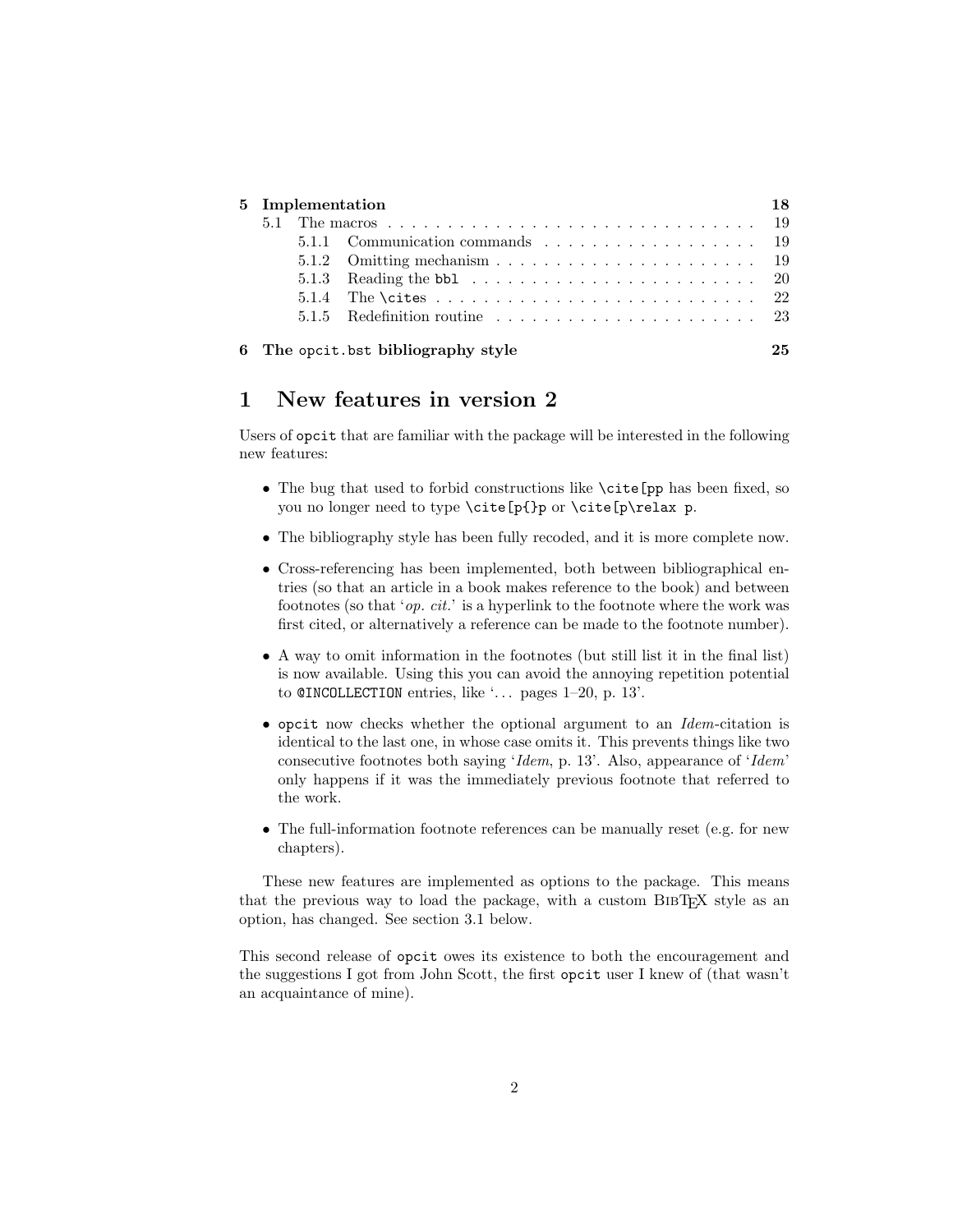| | | |
|---|---|---|
| **5** | **Implementation** | **18** |
| 5.1 | The macros | 19 |
| 5.1.1 | Communication commands | 19 |
| 5.1.2 | Omitting mechanism | 19 |
| 5.1.3 | Reading the `bbl` | 20 |
| 5.1.4 | The `\cite`s | 22 |
| 5.1.5 | Redefinition routine | 23 |
| **6** | **The `opcit.bst` bibliography style** | **25** |

# 1 New features in version 2

Users of `opcit` that are familiar with the package will be interested in the following new features:

- The bug that used to forbid constructions like `\cite[pp` has been fixed, so you no longer need to type `\cite[p{}p` or `\cite[p\relax p`.
- The bibliography style has been fully recoded, and it is more complete now.
- Cross-referencing has been implemented, both between bibliographical entries (so that an article in a book makes reference to the book) and between footnotes (so that '*op. cit.*' is a hyperlink to the footnote where the work was first cited, or alternatively a reference can be made to the footnote number).
- A way to omit information in the footnotes (but still list it in the final list) is now available. Using this you can avoid the annoying repetition potential to `@INCOLLECTION` entries, like '... pages 1–20, p. 13'.
- `opcit` now checks whether the optional argument to an *Idem*-citation is identical to the last one, in whose case omits it. This prevents things like two consecutive footnotes both saying '*Idem*, p. 13'. Also, appearance of '*Idem*' only happens if it was the immediately previous footnote that referred to the work.
- The full-information footnote references can be manually reset (e.g. for new chapters).

These new features are implemented as options to the package. This means that the previous way to load the package, with a custom BibTeX style as an option, has changed. See section 3.1 below.

This second release of `opcit` owes its existence to both the encouragement and the suggestions I got from John Scott, the first `opcit` user I knew of (that wasn't an acquaintance of mine).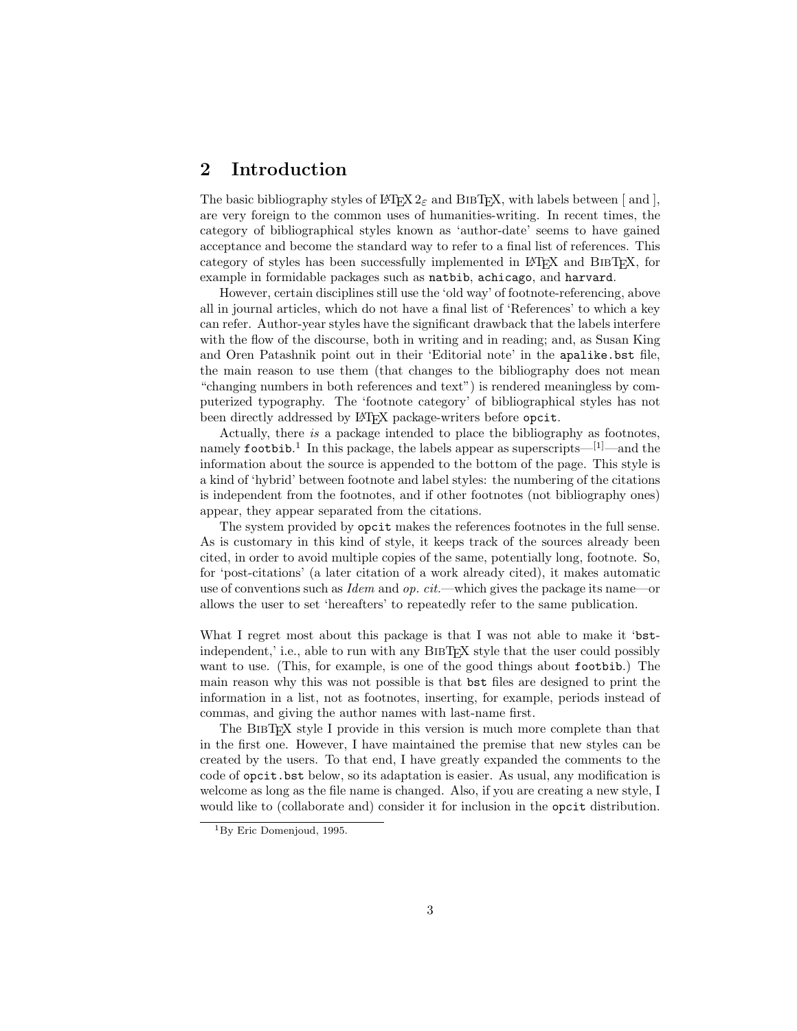## 2 Introduction

The basic bibliography styles of LaTeX 2ε and BibTeX, with labels between [ and ], are very foreign to the common uses of humanities-writing. In recent times, the category of bibliographical styles known as 'author-date' seems to have gained acceptance and become the standard way to refer to a final list of references. This category of styles has been successfully implemented in LaTeX and BibTeX, for example in formidable packages such as `natbib`, `achicago`, and `harvard`.

However, certain disciplines still use the 'old way' of footnote-referencing, above all in journal articles, which do not have a final list of 'References' to which a key can refer. Author-year styles have the significant drawback that the labels interfere with the flow of the discourse, both in writing and in reading; and, as Susan King and Oren Patashnik point out in their 'Editorial note' in the `apalike.bst` file, the main reason to use them (that changes to the bibliography does not mean "changing numbers in both references and text") is rendered meaningless by computerized typography. The 'footnote category' of bibliographical styles has not been directly addressed by LaTeX package-writers before `opcit`.

Actually, there *is* a package intended to place the bibliography as footnotes, namely `footbib`.[1] In this package, the labels appear as superscripts—[1]—and the information about the source is appended to the bottom of the page. This style is a kind of 'hybrid' between footnote and label styles: the numbering of the citations is independent from the footnotes, and if other footnotes (not bibliography ones) appear, they appear separated from the citations.

The system provided by `opcit` makes the references footnotes in the full sense. As is customary in this kind of style, it keeps track of the sources already been cited, in order to avoid multiple copies of the same, potentially long, footnote. So, for 'post-citations' (a later citation of a work already cited), it makes automatic use of conventions such as *Idem* and *op. cit.*—which gives the package its name—or allows the user to set 'hereafters' to repeatedly refer to the same publication.

What I regret most about this package is that I was not able to make it '`bst`-independent,' i.e., able to run with any BibTeX style that the user could possibly want to use. (This, for example, is one of the good things about `footbib`.) The main reason why this was not possible is that `bst` files are designed to print the information in a list, not as footnotes, inserting, for example, periods instead of commas, and giving the author names with last-name first.

The BibTeX style I provide in this version is much more complete than that in the first one. However, I have maintained the premise that new styles can be created by the users. To that end, I have greatly expanded the comments to the code of `opcit.bst` below, so its adaptation is easier. As usual, any modification is welcome as long as the file name is changed. Also, if you are creating a new style, I would like to (collaborate and) consider it for inclusion in the `opcit` distribution.

[1] By Eric Domenjoud, 1995.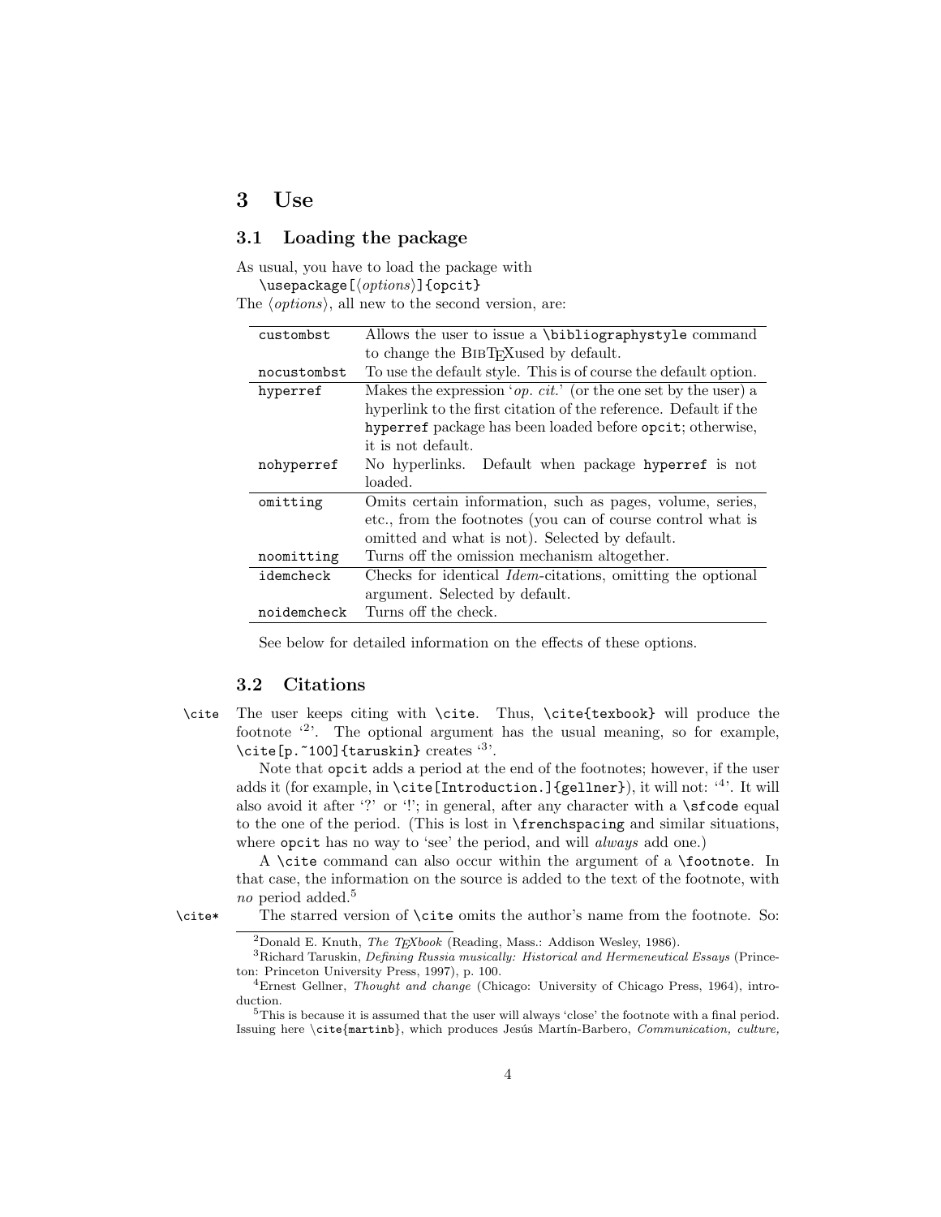## 3 Use

### 3.1 Loading the package

As usual, you have to load the package with
`\usepackage[⟨options⟩]{opcit}`
The ⟨*options*⟩, all new to the second version, are:

| | |
|---|---|
| `custombst` | Allows the user to issue a `\bibliographystyle` command to change the BIBTEXused by default. |
| `nocustombst` | To use the default style. This is of course the default option. |
| `hyperref` | Makes the expression '*op. cit.*' (or the one set by the user) a hyperlink to the first citation of the reference. Default if the `hyperref` package has been loaded before `opcit`; otherwise, it is not default. |
| `nohyperref` | No hyperlinks. Default when package `hyperref` is not loaded. |
| `omitting` | Omits certain information, such as pages, volume, series, etc., from the footnotes (you can of course control what is omitted and what is not). Selected by default. |
| `noomitting` | Turns off the omission mechanism altogether. |
| `idemcheck` | Checks for identical *Idem*-citations, omitting the optional argument. Selected by default. |
| `noidemcheck` | Turns off the check. |

See below for detailed information on the effects of these options.

### 3.2 Citations

`\cite` The user keeps citing with `\cite`. Thus, `\cite{texbook}` will produce the footnote '[2]'. The optional argument has the usual meaning, so for example, `\cite[p.~100]{taruskin}` creates '[3]'.

Note that `opcit` adds a period at the end of the footnotes; however, if the user adds it (for example, in `\cite[Introduction.]{gellner}`), it will not: '[4]'. It will also avoid it after '?' or '!'; in general, after any character with a `\sfcode` equal to the one of the period. (This is lost in `\frenchspacing` and similar situations, where `opcit` has no way to 'see' the period, and will *always* add one.)

A `\cite` command can also occur within the argument of a `\footnote`. In that case, the information on the source is added to the text of the footnote, with *no* period added.[5]

`\cite*` The starred version of `\cite` omits the author's name from the footnote. So:

---

[2]Donald E. Knuth, *The TEXbook* (Reading, Mass.: Addison Wesley, 1986).

[3]Richard Taruskin, *Defining Russia musically: Historical and Hermeneutical Essays* (Princeton: Princeton University Press, 1997), p. 100.

[4]Ernest Gellner, *Thought and change* (Chicago: University of Chicago Press, 1964), introduction.

[5]This is because it is assumed that the user will always 'close' the footnote with a final period. Issuing here `\cite{martinb}`, which produces Jesús Martín-Barbero, *Communication, culture,*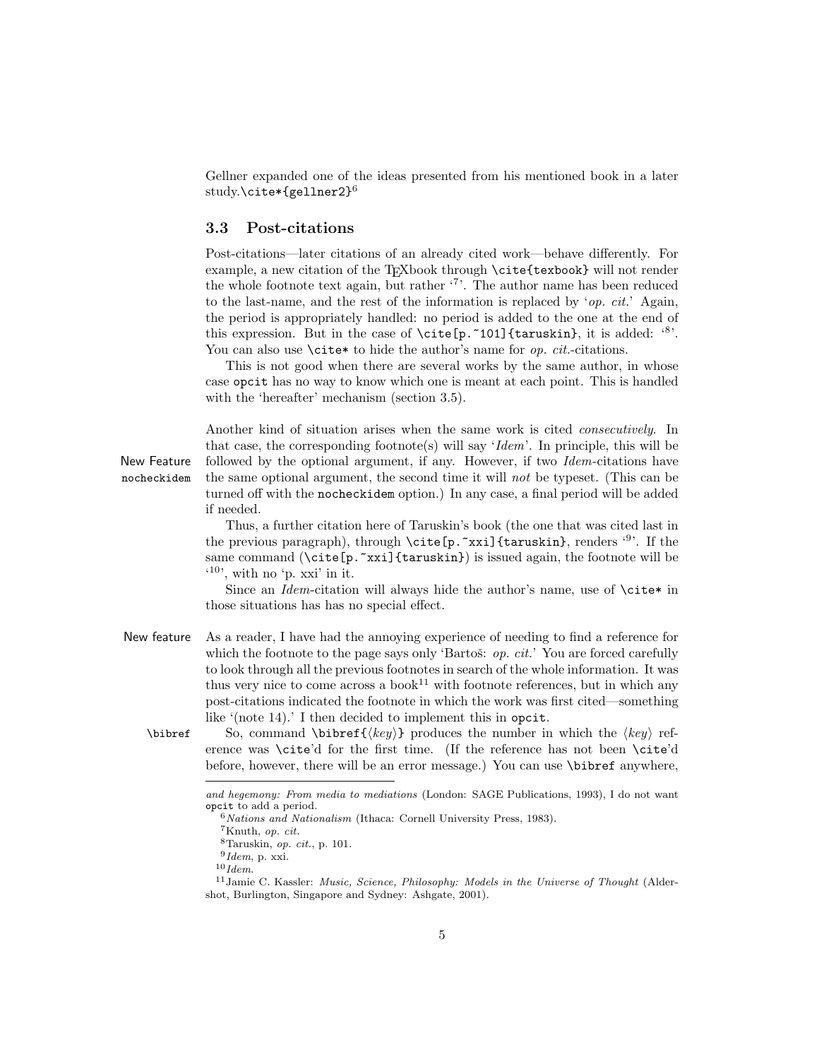Gellner expanded one of the ideas presented from his mentioned book in a later study.`\cite*{gellner2}`[6]

### 3.3 Post-citations

Post-citations—later citations of an already cited work—behave differently. For example, a new citation of the TEXbook through `\cite{texbook}` will not render the whole footnote text again, but rather '[7]'. The author name has been reduced to the last-name, and the rest of the information is replaced by '*op. cit.*' Again, the period is appropriately handled: no period is added to the one at the end of this expression. But in the case of `\cite[p.~101]{taruskin}`, it is added: '[8]'. You can also use `\cite*` to hide the author's name for *op. cit.*-citations.

This is not good when there are several works by the same author, in whose case `opcit` has no way to know which one is meant at each point. This is handled with the 'hereafter' mechanism (section 3.5).

New Feature `nocheckidem`

Another kind of situation arises when the same work is cited *consecutively*. In that case, the corresponding footnote(s) will say '*Idem*'. In principle, this will be followed by the optional argument, if any. However, if two *Idem*-citations have the same optional argument, the second time it will *not* be typeset. (This can be turned off with the `nocheckidem` option.) In any case, a final period will be added if needed.

Thus, a further citation here of Taruskin's book (the one that was cited last in the previous paragraph), through `\cite[p.~xxi]{taruskin}`, renders '[9]'. If the same command (`\cite[p.~xxi]{taruskin}`) is issued again, the footnote will be '[10]', with no 'p. xxi' in it.

Since an *Idem*-citation will always hide the author's name, use of `\cite*` in those situations has has no special effect.

New feature

As a reader, I have had the annoying experience of needing to find a reference for which the footnote to the page says only 'Bartoš: *op. cit.*' You are forced carefully to look through all the previous footnotes in search of the whole information. It was thus very nice to come across a book[11] with footnote references, but in which any post-citations indicated the footnote in which the work was first cited—something like '(note 14).' I then decided to implement this in `opcit`.

`\bibref`

So, command `\bibref{⟨key⟩}` produces the number in which the ⟨*key*⟩ reference was `\cite`'d for the first time. (If the reference has not been `\cite`'d before, however, there will be an error message.) You can use `\bibref` anywhere,

---

*and hegemony: From media to mediations* (London: SAGE Publications, 1993), I do not want `opcit` to add a period.

[6] *Nations and Nationalism* (Ithaca: Cornell University Press, 1983).

[7] Knuth, *op. cit.*

[8] Taruskin, *op. cit.*, p. 101.

[9] *Idem*, p. xxi.

[10] *Idem*.

[11] Jamie C. Kassler: *Music, Science, Philosophy: Models in the Universe of Thought* (Aldershot, Burlington, Singapore and Sydney: Ashgate, 2001).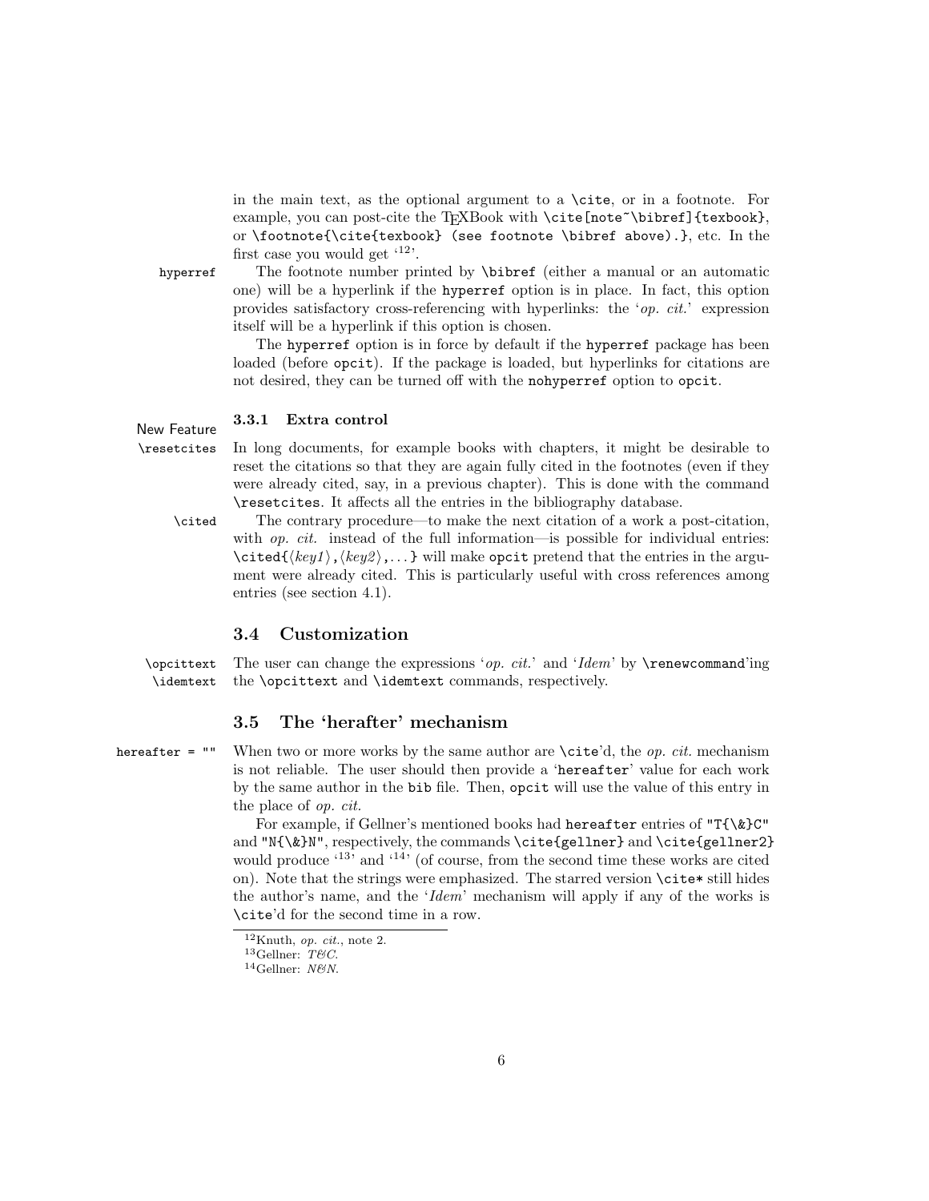in the main text, as the optional argument to a `\cite`, or in a footnote. For example, you can post-cite the TEXBook with `\cite[note~\bibref]{texbook}`, or `\footnote{\cite{texbook} (see footnote \bibref above).}`, etc. In the first case you would get '[12]'.

`hyperref` The footnote number printed by `\bibref` (either a manual or an automatic one) will be a hyperlink if the `hyperref` option is in place. In fact, this option provides satisfactory cross-referencing with hyperlinks: the '*op. cit.*' expression itself will be a hyperlink if this option is chosen.

The `hyperref` option is in force by default if the `hyperref` package has been loaded (before `opcit`). If the package is loaded, but hyperlinks for citations are not desired, they can be turned off with the `nohyperref` option to `opcit`.

### 3.3.1 Extra control

New Feature

`\resetcites` In long documents, for example books with chapters, it might be desirable to reset the citations so that they are again fully cited in the footnotes (even if they were already cited, say, in a previous chapter). This is done with the command `\resetcites`. It affects all the entries in the bibliography database.

`\cited` The contrary procedure—to make the next citation of a work a post-citation, with *op. cit.* instead of the full information—is possible for individual entries: `\cited{`⟨*key1*⟩`,`⟨*key2*⟩`,...}` will make `opcit` pretend that the entries in the argument were already cited. This is particularly useful with cross references among entries (see section 4.1).

## 3.4 Customization

`\opcittext` `\idemtext` The user can change the expressions '*op. cit.*' and '*Idem*' by `\renewcommand`'ing the `\opcittext` and `\idemtext` commands, respectively.

## 3.5 The 'herafter' mechanism

`hereafter = ""` When two or more works by the same author are `\cite`'d, the *op. cit.* mechanism is not reliable. The user should then provide a '`hereafter`' value for each work by the same author in the `bib` file. Then, `opcit` will use the value of this entry in the place of *op. cit.*

For example, if Gellner's mentioned books had `hereafter` entries of `"T{\&}C"` and `"N{\&}N"`, respectively, the commands `\cite{gellner}` and `\cite{gellner2}` would produce '[13]' and '[14]' (of course, from the second time these works are cited on). Note that the strings were emphasized. The starred version `\cite*` still hides the author's name, and the '*Idem*' mechanism will apply if any of the works is `\cite`'d for the second time in a row.

---

[12] Knuth, *op. cit.*, note 2.

[13] Gellner: *T&C.*

[14] Gellner: *N&N.*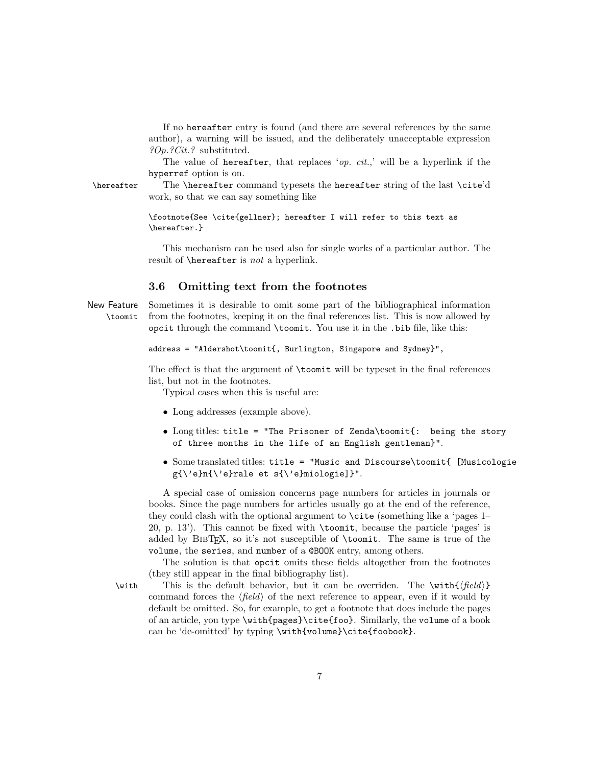If no `hereafter` entry is found (and there are several references by the same author), a warning will be issued, and the deliberately unacceptable expression *?Op.?Cit.?* substituted.

The value of `hereafter`, that replaces '*op. cit.*,' will be a hyperlink if the `hyperref` option is on.

`\hereafter` The `\hereafter` command typesets the `hereafter` string of the last `\cite`'d work, so that we can say something like

```
\footnote{See \cite{gellner}; hereafter I will refer to this text as
\hereafter.}
```

This mechanism can be used also for single works of a particular author. The result of `\hereafter` is *not* a hyperlink.

### 3.6 Omitting text from the footnotes

New Feature `\toomit` Sometimes it is desirable to omit some part of the bibliographical information from the footnotes, keeping it on the final references list. This is now allowed by `opcit` through the command `\toomit`. You use it in the `.bib` file, like this:

```
address = "Aldershot\toomit{, Burlington, Singapore and Sydney}",
```

The effect is that the argument of `\toomit` will be typeset in the final references list, but not in the footnotes.

Typical cases when this is useful are:

- Long addresses (example above).
- Long titles: `title = "The Prisoner of Zenda\toomit{: being the story of three months in the life of an English gentleman}"`.
- Some translated titles: `title = "Music and Discourse\toomit{ [Musicologie g{\'e}n{\'e}rale et s{\'e}miologie]}"`.

A special case of omission concerns page numbers for articles in journals or books. Since the page numbers for articles usually go at the end of the reference, they could clash with the optional argument to `\cite` (something like a 'pages 1–20, p. 13'). This cannot be fixed with `\toomit`, because the particle 'pages' is added by BibTeX, so it's not susceptible of `\toomit`. The same is true of the `volume`, the `series`, and `number` of a `@BOOK` entry, among others.

The solution is that `opcit` omits these fields altogether from the footnotes (they still appear in the final bibliography list).

`\with` This is the default behavior, but it can be overriden. The `\with{⟨field⟩}` command forces the ⟨*field*⟩ of the next reference to appear, even if it would by default be omitted. So, for example, to get a footnote that does include the pages of an article, you type `\with{pages}\cite{foo}`. Similarly, the `volume` of a book can be 'de-omitted' by typing `\with{volume}\cite{foobook}`.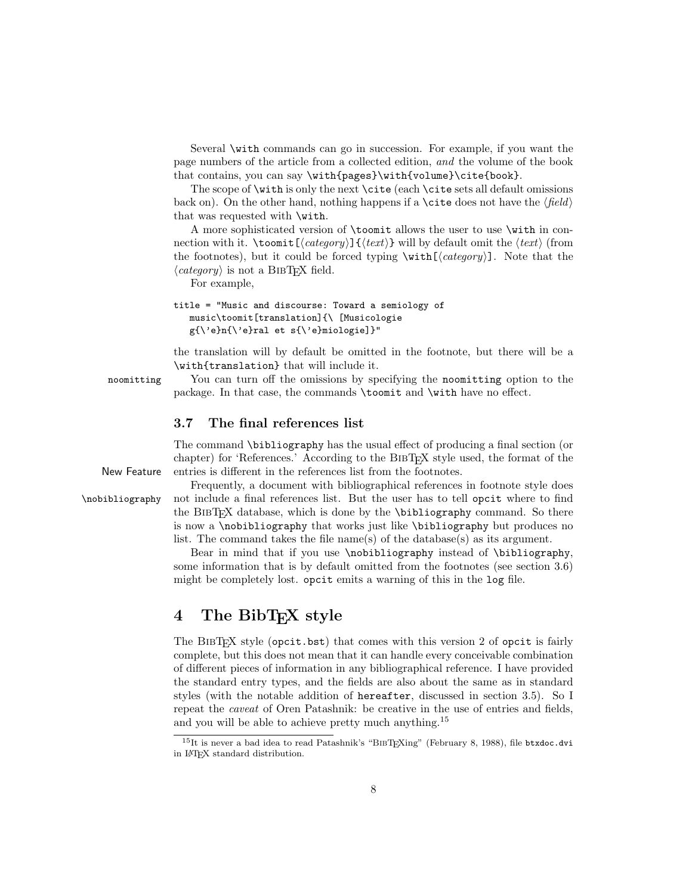Several `\with` commands can go in succession. For example, if you want the page numbers of the article from a collected edition, *and* the volume of the book that contains, you can say `\with{pages}\with{volume}\cite{book}`.

The scope of `\with` is only the next `\cite` (each `\cite` sets all default omissions back on). On the other hand, nothing happens if a `\cite` does not have the ⟨*field*⟩ that was requested with `\with`.

A more sophisticated version of `\toomit` allows the user to use `\with` in connection with it. `\toomit[`⟨*category*⟩`]{`⟨*text*⟩`}` will by default omit the ⟨*text*⟩ (from the footnotes), but it could be forced typing `\with[`⟨*category*⟩`]`. Note that the ⟨*category*⟩ is not a BibTeX field.

For example,

```
title = "Music and discourse: Toward a semiology of
   music\toomit[translation]{\ [Musicologie
   g{\'e}n{\'e}ral et s{\'e}miologie]}"
```

the translation will by default be omitted in the footnote, but there will be a `\with{translation}` that will include it.

`noomitting` You can turn off the omissions by specifying the `noomitting` option to the package. In that case, the commands `\toomit` and `\with` have no effect.

### 3.7 The final references list

The command `\bibliography` has the usual effect of producing a final section (or chapter) for 'References.' According to the BibTeX style used, the format of the entries is different in the references list from the footnotes.

New Feature `\nobibliography` Frequently, a document with bibliographical references in footnote style does not include a final references list. But the user has to tell `opcit` where to find the BibTeX database, which is done by the `\bibliography` command. So there is now a `\nobibliography` that works just like `\bibliography` but produces no list. The command takes the file name(s) of the database(s) as its argument.

Bear in mind that if you use `\nobibliography` instead of `\bibliography`, some information that is by default omitted from the footnotes (see section 3.6) might be completely lost. `opcit` emits a warning of this in the `log` file.

## 4 The BibTeX style

The BibTeX style (`opcit.bst`) that comes with this version 2 of `opcit` is fairly complete, but this does not mean that it can handle every conceivable combination of different pieces of information in any bibliographical reference. I have provided the standard entry types, and the fields are also about the same as in standard styles (with the notable addition of `hereafter`, discussed in section 3.5). So I repeat the *caveat* of Oren Patashnik: be creative in the use of entries and fields, and you will be able to achieve pretty much anything.[15]

[15] It is never a bad idea to read Patashnik's "BibTeXing" (February 8, 1988), file `btxdoc.dvi` in LaTeX standard distribution.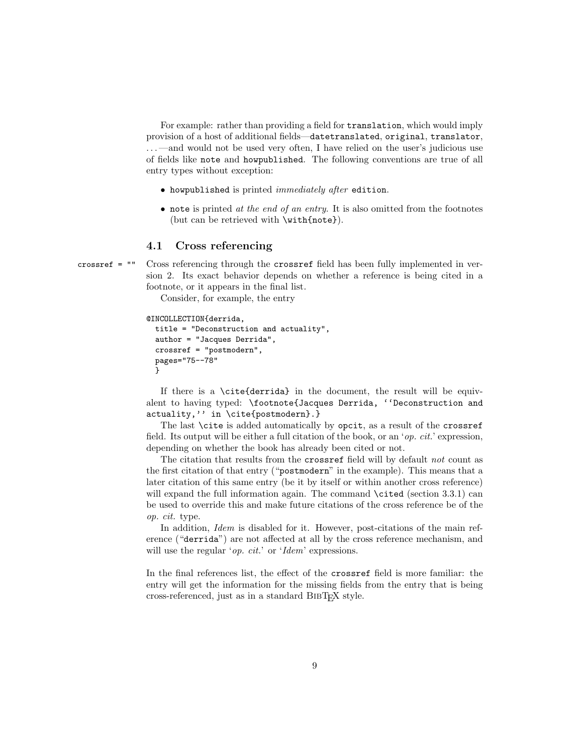For example: rather than providing a field for `translation`, which would imply provision of a host of additional fields—`datetranslated`, `original`, `translator`, ...—and would not be used very often, I have relied on the user's judicious use of fields like `note` and `howpublished`. The following conventions are true of all entry types without exception:

- `howpublished` is printed *immediately after* `edition`.
- `note` is printed *at the end of an entry*. It is also omitted from the footnotes (but can be retrieved with `\with{note}`).

### 4.1 Cross referencing

`crossref = ""`

Cross referencing through the `crossref` field has been fully implemented in version 2. Its exact behavior depends on whether a reference is being cited in a footnote, or it appears in the final list.

Consider, for example, the entry

```
@INCOLLECTION{derrida,
  title = "Deconstruction and actuality",
  author = "Jacques Derrida",
  crossref = "postmodern",
  pages="75--78"
  }
```

If there is a `\cite{derrida}` in the document, the result will be equivalent to having typed: `\footnote{Jacques Derrida, ``Deconstruction and actuality,'' in \cite{postmodern}.}`

The last `\cite` is added automatically by `opcit`, as a result of the `crossref` field. Its output will be either a full citation of the book, or an '*op. cit.*' expression, depending on whether the book has already been cited or not.

The citation that results from the `crossref` field will by default *not* count as the first citation of that entry ("`postmodern`" in the example). This means that a later citation of this same entry (be it by itself or within another cross reference) will expand the full information again. The command `\cited` (section 3.3.1) can be used to override this and make future citations of the cross reference be of the *op. cit.* type.

In addition, *Idem* is disabled for it. However, post-citations of the main reference ("`derrida`") are not affected at all by the cross reference mechanism, and will use the regular '*op. cit.*' or '*Idem*' expressions.

In the final references list, the effect of the `crossref` field is more familiar: the entry will get the information for the missing fields from the entry that is being cross-referenced, just as in a standard BibTeX style.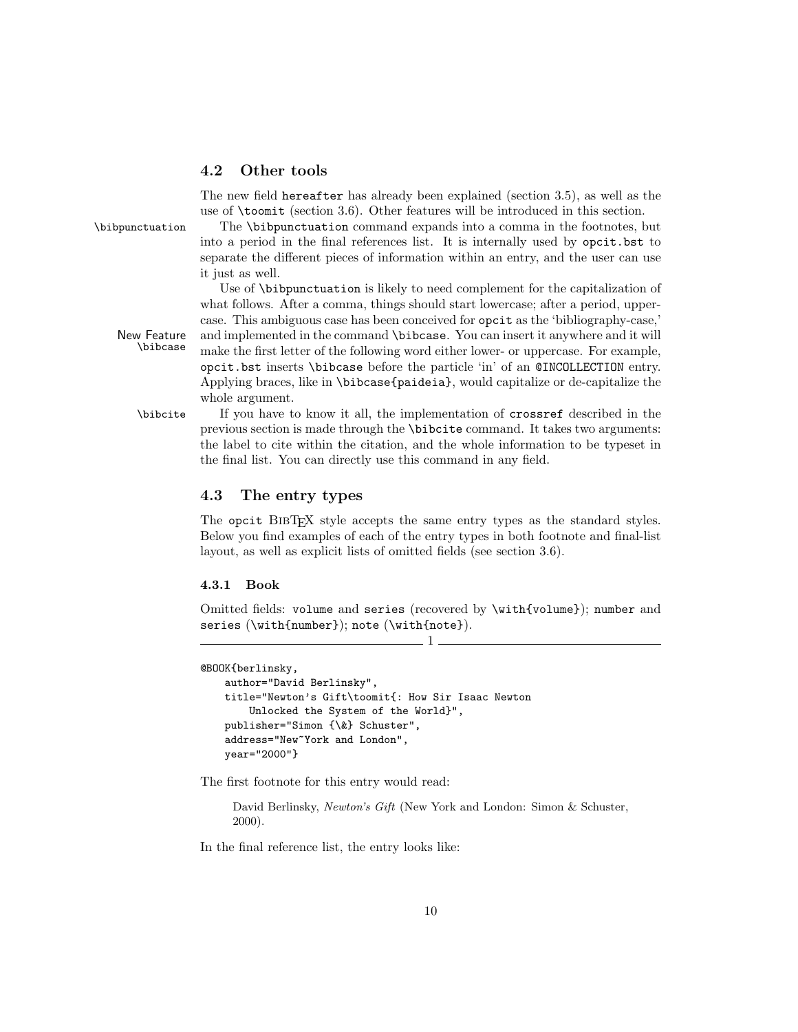## 4.2 Other tools

The new field `hereafter` has already been explained (section 3.5), as well as the use of `\toomit` (section 3.6). Other features will be introduced in this section.

`\bibpunctuation` The `\bibpunctuation` command expands into a comma in the footnotes, but into a period in the final references list. It is internally used by `opcit.bst` to separate the different pieces of information within an entry, and the user can use it just as well.

Use of `\bibpunctuation` is likely to need complement for the capitalization of what follows. After a comma, things should start lowercase; after a period, uppercase. This ambiguous case has been conceived for `opcit` as the 'bibliography-case,' and implemented in the command `\bibcase`. You can insert it anywhere and it will make the first letter of the following word either lower- or uppercase. For example, `opcit.bst` inserts `\bibcase` before the particle 'in' of an `@INCOLLECTION` entry. Applying braces, like in `\bibcase{paideia}`, would capitalize or de-capitalize the whole argument.

New Feature `\bibcase`

`\bibcite` If you have to know it all, the implementation of `crossref` described in the previous section is made through the `\bibcite` command. It takes two arguments: the label to cite within the citation, and the whole information to be typeset in the final list. You can directly use this command in any field.

## 4.3 The entry types

The `opcit` BibTeX style accepts the same entry types as the standard styles. Below you find examples of each of the entry types in both footnote and final-list layout, as well as explicit lists of omitted fields (see section 3.6).

### 4.3.1 Book

Omitted fields: `volume` and `series` (recovered by `\with{volume}`); `number` and `series` (`\with{number}`); `note` (`\with{note}`).

———————— 1 ————————

```
@BOOK{berlinsky,
    author="David Berlinsky",
    title="Newton's Gift\toomit{: How Sir Isaac Newton
        Unlocked the System of the World}",
    publisher="Simon {\&} Schuster",
    address="New~York and London",
    year="2000"}
```

The first footnote for this entry would read:

> David Berlinsky, *Newton's Gift* (New York and London: Simon & Schuster, 2000).

In the final reference list, the entry looks like: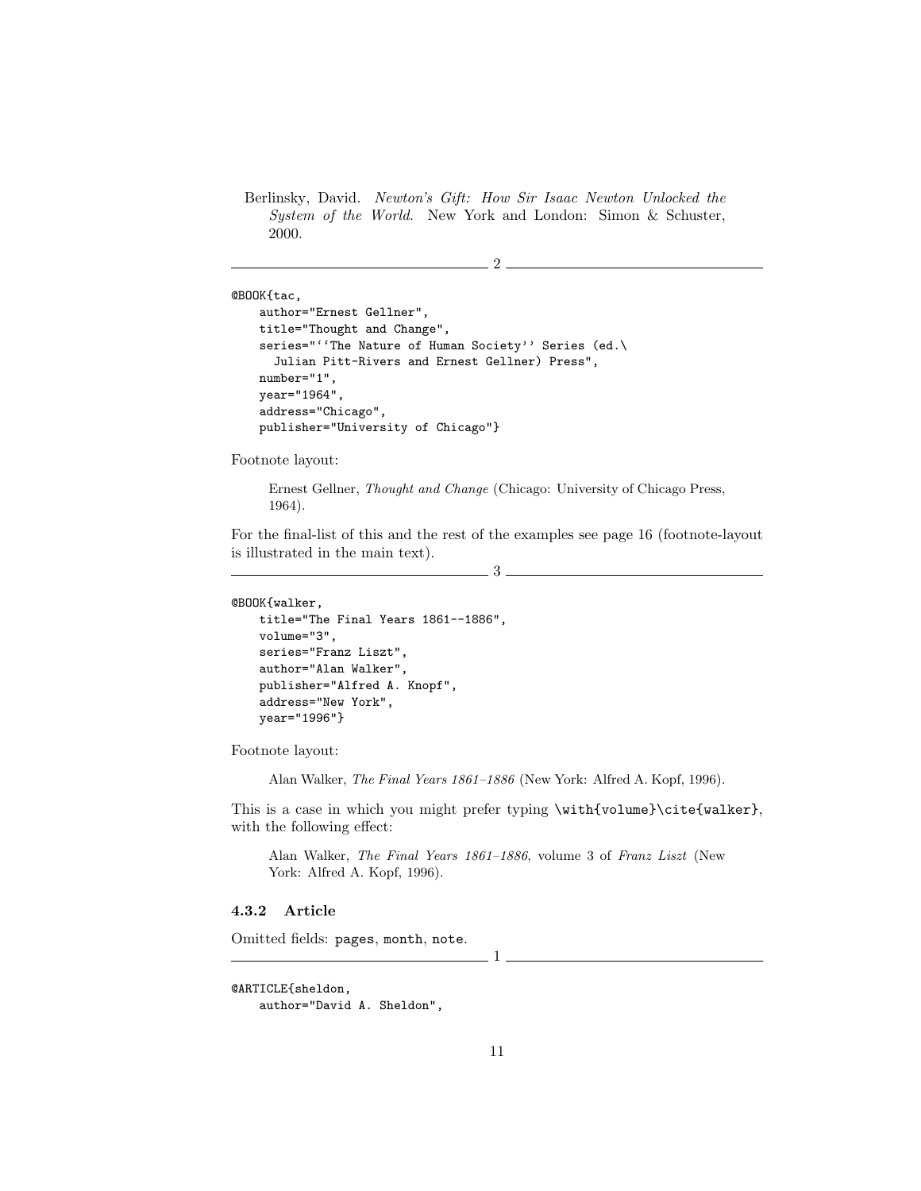Berlinsky, David. *Newton's Gift: How Sir Isaac Newton Unlocked the System of the World*. New York and London: Simon & Schuster, 2000.

——————————————— 2 ———————————————

```
@BOOK{tac,
    author="Ernest Gellner",
    title="Thought and Change",
    series="``The Nature of Human Society'' Series (ed.\
      Julian Pitt-Rivers and Ernest Gellner) Press",
    number="1",
    year="1964",
    address="Chicago",
    publisher="University of Chicago"}
```

Footnote layout:

> Ernest Gellner, *Thought and Change* (Chicago: University of Chicago Press, 1964).

For the final-list of this and the rest of the examples see page 16 (footnote-layout is illustrated in the main text).

——————————————— 3 ———————————————

```
@BOOK{walker,
    title="The Final Years 1861--1886",
    volume="3",
    series="Franz Liszt",
    author="Alan Walker",
    publisher="Alfred A. Knopf",
    address="New York",
    year="1996"}
```

Footnote layout:

> Alan Walker, *The Final Years 1861–1886* (New York: Alfred A. Kopf, 1996).

This is a case in which you might prefer typing `\with{volume}\cite{walker}`, with the following effect:

> Alan Walker, *The Final Years 1861–1886*, volume 3 of *Franz Liszt* (New York: Alfred A. Kopf, 1996).

### 4.3.2 Article

Omitted fields: `pages`, `month`, `note`.

——————————————— 1 ———————————————

```
@ARTICLE{sheldon,
    author="David A. Sheldon",
```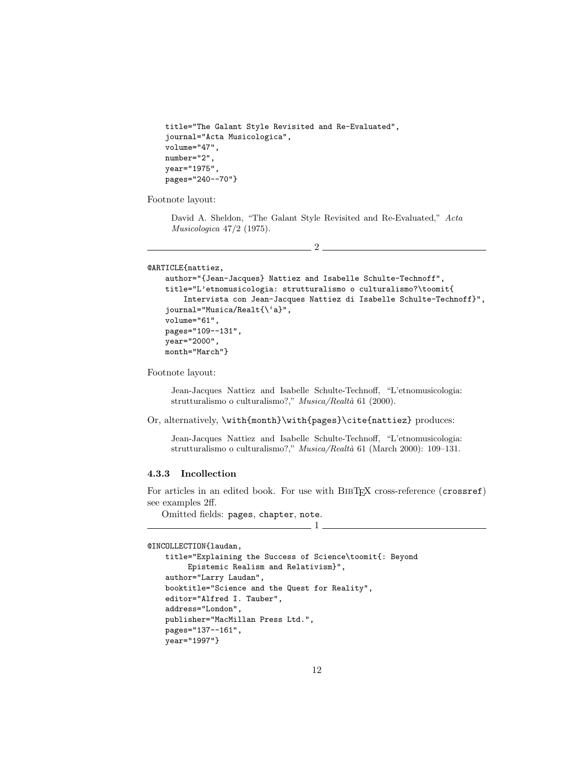```
    title="The Galant Style Revisited and Re-Evaluated",
    journal="Acta Musicologica",
    volume="47",
    number="2",
    year="1975",
    pages="240--70"}
```

Footnote layout:

> David A. Sheldon, "The Galant Style Revisited and Re-Evaluated," *Acta Musicologica* 47/2 (1975).

——————— 2 ———————

```
@ARTICLE{nattiez,
    author="{Jean-Jacques} Nattiez and Isabelle Schulte-Technoff",
    title="L'etnomusicologia: strutturalismo o culturalismo?\toomit{
        Intervista con Jean-Jacques Nattiez di Isabelle Schulte-Technoff}",
    journal="Musica/Realt{\`a}",
    volume="61",
    pages="109--131",
    year="2000",
    month="March"}
```

Footnote layout:

> Jean-Jacques Nattiez and Isabelle Schulte-Technoff, "L'etnomusicologia: strutturalismo o culturalismo?," *Musica/Realtà* 61 (2000).

Or, alternatively, `\with{month}\with{pages}\cite{nattiez}` produces:

> Jean-Jacques Nattiez and Isabelle Schulte-Technoff, "L'etnomusicologia: strutturalismo o culturalismo?," *Musica/Realtà* 61 (March 2000): 109–131.

### 4.3.3 Incollection

For articles in an edited book. For use with BibTeX cross-reference (`crossref`) see examples 2ff.

Omitted fields: `pages`, `chapter`, `note`.

——————— 1 ———————

```
@INCOLLECTION{laudan,
    title="Explaining the Success of Science\toomit{: Beyond
         Epistemic Realism and Relativism}",
    author="Larry Laudan",
    booktitle="Science and the Quest for Reality",
    editor="Alfred I. Tauber",
    address="London",
    publisher="MacMillan Press Ltd.",
    pages="137--161",
    year="1997"}
```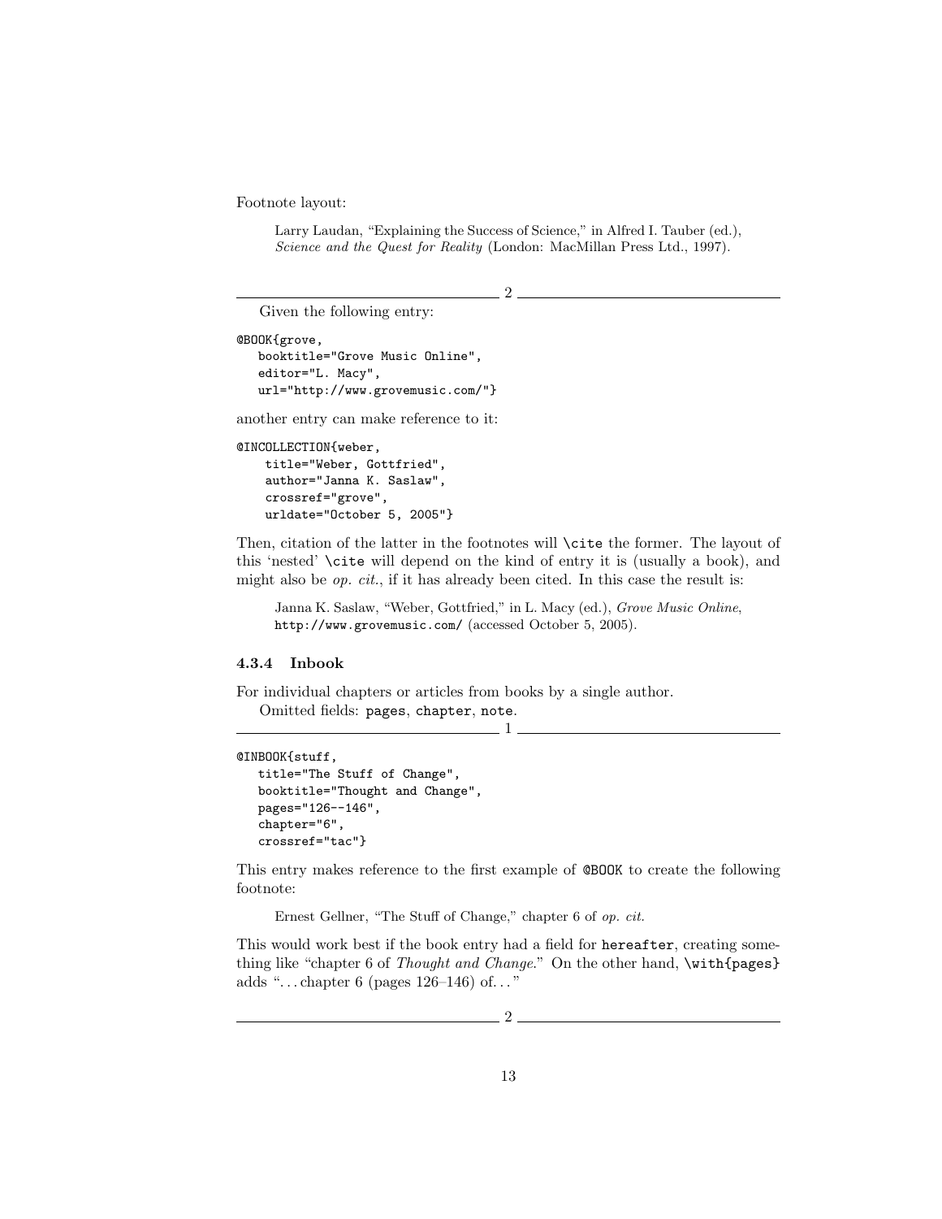Footnote layout:

> Larry Laudan, "Explaining the Success of Science," in Alfred I. Tauber (ed.), *Science and the Quest for Reality* (London: MacMillan Press Ltd., 1997).

——————————— 2 ———————————

Given the following entry:

```
@BOOK{grove,
   booktitle="Grove Music Online",
   editor="L. Macy",
   url="http://www.grovemusic.com/"}
```

another entry can make reference to it:

```
@INCOLLECTION{weber,
    title="Weber, Gottfried",
    author="Janna K. Saslaw",
    crossref="grove",
    urldate="October 5, 2005"}
```

Then, citation of the latter in the footnotes will `\cite` the former. The layout of this 'nested' `\cite` will depend on the kind of entry it is (usually a book), and might also be *op. cit.*, if it has already been cited. In this case the result is:

> Janna K. Saslaw, "Weber, Gottfried," in L. Macy (ed.), *Grove Music Online*, `http://www.grovemusic.com/` (accessed October 5, 2005).

#### 4.3.4 Inbook

For individual chapters or articles from books by a single author.

Omitted fields: `pages`, `chapter`, `note`.

——————————— 1 ———————————

```
@INBOOK{stuff,
   title="The Stuff of Change",
   booktitle="Thought and Change",
   pages="126--146",
   chapter="6",
   crossref="tac"}
```

This entry makes reference to the first example of `@BOOK` to create the following footnote:

> Ernest Gellner, "The Stuff of Change," chapter 6 of *op. cit.*

This would work best if the book entry had a field for `hereafter`, creating something like "chapter 6 of *Thought and Change*." On the other hand, `\with{pages}` adds ". . . chapter 6 (pages 126–146) of. . . "

——————————— 2 ———————————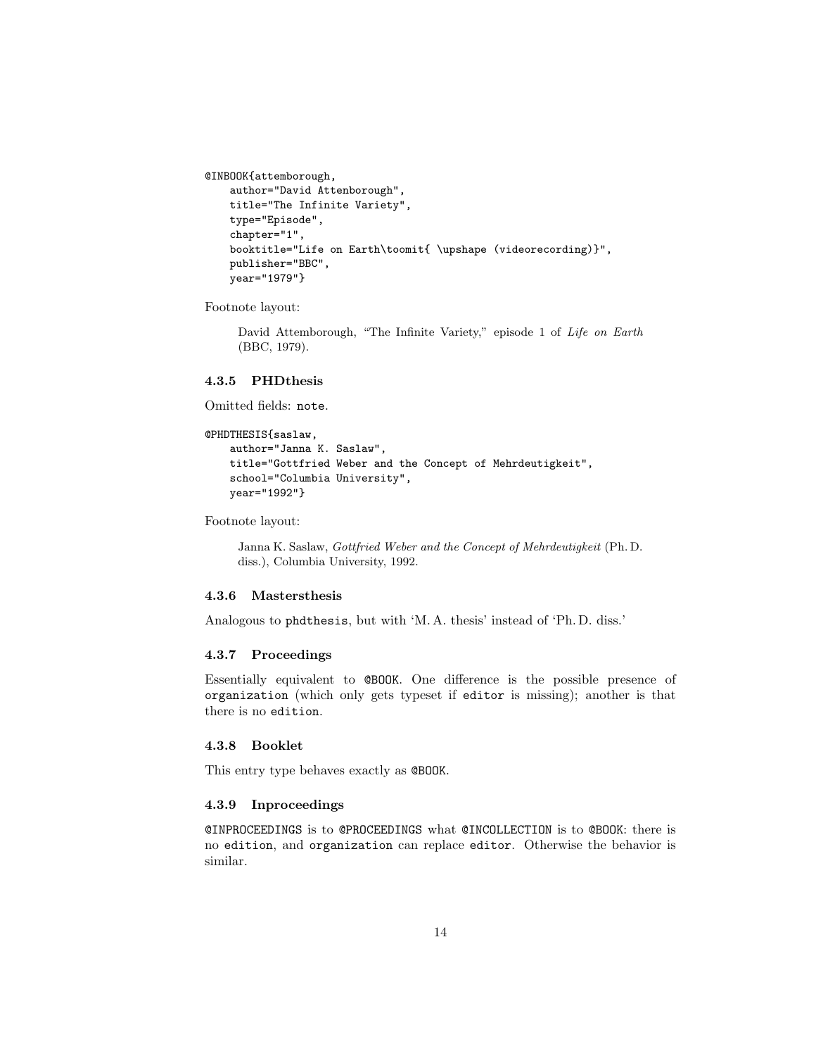```
@INBOOK{attemborough,
    author="David Attenborough",
    title="The Infinite Variety",
    type="Episode",
    chapter="1",
    booktitle="Life on Earth\toomit{ \upshape (videorecording)}",
    publisher="BBC",
    year="1979"}
```

Footnote layout:

> David Attemborough, "The Infinite Variety," episode 1 of *Life on Earth* (BBC, 1979).

### 4.3.5 PHDthesis

Omitted fields: `note`.

```
@PHDTHESIS{saslaw,
    author="Janna K. Saslaw",
    title="Gottfried Weber and the Concept of Mehrdeutigkeit",
    school="Columbia University",
    year="1992"}
```

Footnote layout:

> Janna K. Saslaw, *Gottfried Weber and the Concept of Mehrdeutigkeit* (Ph. D. diss.), Columbia University, 1992.

### 4.3.6 Mastersthesis

Analogous to `phdthesis`, but with 'M. A. thesis' instead of 'Ph. D. diss.'

### 4.3.7 Proceedings

Essentially equivalent to `@BOOK`. One difference is the possible presence of `organization` (which only gets typeset if `editor` is missing); another is that there is no `edition`.

### 4.3.8 Booklet

This entry type behaves exactly as `@BOOK`.

### 4.3.9 Inproceedings

`@INPROCEEDINGS` is to `@PROCEEDINGS` what `@INCOLLECTION` is to `@BOOK`: there is no `edition`, and `organization` can replace `editor`. Otherwise the behavior is similar.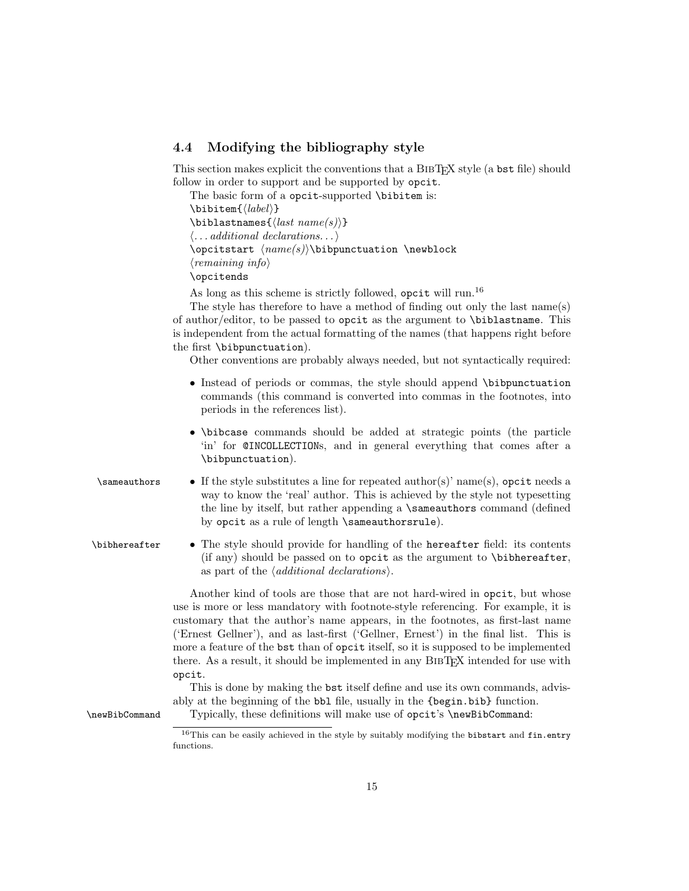## 4.4 Modifying the bibliography style

This section makes explicit the conventions that a BibTeX style (a `bst` file) should follow in order to support and be supported by `opcit`.

The basic form of a `opcit`-supported `\bibitem` is:

```
\bibitem{⟨label⟩}
\biblastnames{⟨last name(s)⟩}
⟨. . . additional declarations. . .⟩
\opcitstart ⟨name(s)⟩\bibpunctuation \newblock
⟨remaining info⟩
\opcitends
```

As long as this scheme is strictly followed, `opcit` will run.[16]

The style has therefore to have a method of finding out only the last name(s) of author/editor, to be passed to `opcit` as the argument to `\biblastname`. This is independent from the actual formatting of the names (that happens right before the first `\bibpunctuation`).

Other conventions are probably always needed, but not syntactically required:

- Instead of periods or commas, the style should append `\bibpunctuation` commands (this command is converted into commas in the footnotes, into periods in the references list).
- `\bibcase` commands should be added at strategic points (the particle 'in' for `@INCOLLECTION`s, and in general everything that comes after a `\bibpunctuation`).
- `\sameauthors` If the style substitutes a line for repeated author(s)' name(s), `opcit` needs a way to know the 'real' author. This is achieved by the style not typesetting the line by itself, but rather appending a `\sameauthors` command (defined by `opcit` as a rule of length `\sameauthorsrule`).
- `\bibhereafter` The style should provide for handling of the `hereafter` field: its contents (if any) should be passed on to `opcit` as the argument to `\bibhereafter`, as part of the ⟨*additional declarations*⟩.

Another kind of tools are those that are not hard-wired in `opcit`, but whose use is more or less mandatory with footnote-style referencing. For example, it is customary that the author's name appears, in the footnotes, as first-last name ('Ernest Gellner'), and as last-first ('Gellner, Ernest') in the final list. This is more a feature of the `bst` than of `opcit` itself, so it is supposed to be implemented there. As a result, it should be implemented in any BibTeX intended for use with `opcit`.

This is done by making the `bst` itself define and use its own commands, advisably at the beginning of the `bbl` file, usually in the `{begin.bib}` function.

`\newBibCommand` Typically, these definitions will make use of `opcit`'s `\newBibCommand`:

---

[16] This can be easily achieved in the style by suitably modifying the `bibstart` and `fin.entry` functions.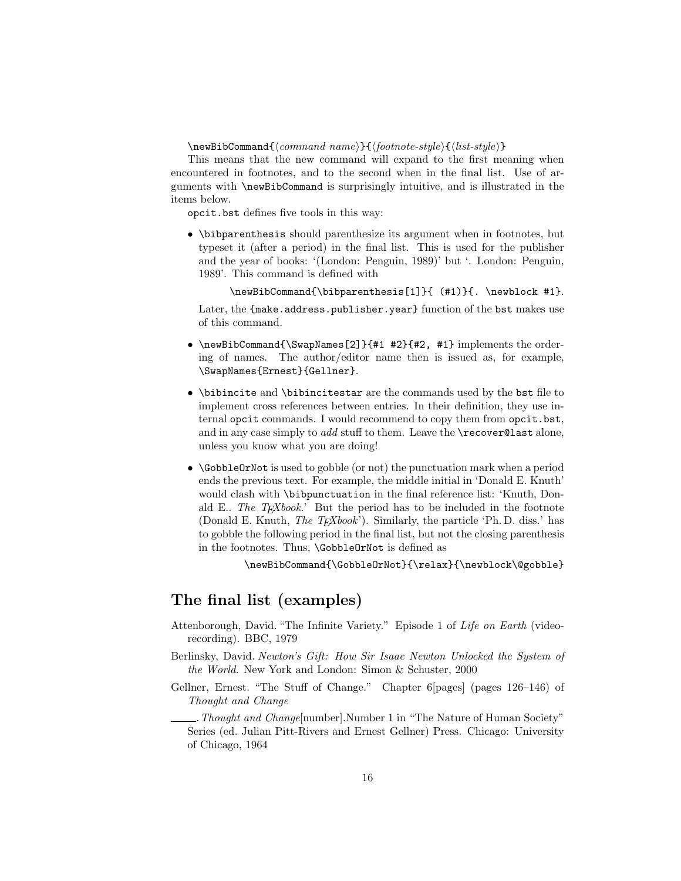`\newBibCommand{⟨command name⟩}{⟨footnote-style⟩{⟨list-style⟩}`

This means that the new command will expand to the first meaning when encountered in footnotes, and to the second when in the final list. Use of arguments with `\newBibCommand` is surprisingly intuitive, and is illustrated in the items below.

`opcit.bst` defines five tools in this way:

- `\bibparenthesis` should parenthesize its argument when in footnotes, but typeset it (after a period) in the final list. This is used for the publisher and the year of books: '(London: Penguin, 1989)' but '. London: Penguin, 1989'. This command is defined with

  `\newBibCommand{\bibparenthesis[1]}{ (#1)}{. \newblock #1}.`

  Later, the `{make.address.publisher.year}` function of the `bst` makes use of this command.

- `\newBibCommand{\SwapNames[2]}{#1 #2}{#2, #1}` implements the ordering of names. The author/editor name then is issued as, for example, `\SwapNames{Ernest}{Gellner}`.

- `\bibincite` and `\bibincitestar` are the commands used by the `bst` file to implement cross references between entries. In their definition, they use internal `opcit` commands. I would recommend to copy them from `opcit.bst`, and in any case simply to *add* stuff to them. Leave the `\recover@last` alone, unless you know what you are doing!

- `\GobbleOrNot` is used to gobble (or not) the punctuation mark when a period ends the previous text. For example, the middle initial in 'Donald E. Knuth' would clash with `\bibpunctuation` in the final reference list: 'Knuth, Donald E.. *The TEXbook*.' But the period has to be included in the footnote (Donald E. Knuth, *The TEXbook*'). Similarly, the particle 'Ph. D. diss.' has to gobble the following period in the final list, but not the closing parenthesis in the footnotes. Thus, `\GobbleOrNot` is defined as

  `\newBibCommand{\GobbleOrNot}{\relax}{\newblock\@gobble}`

## The final list (examples)

Attenborough, David. "The Infinite Variety." Episode 1 of *Life on Earth* (videorecording). BBC, 1979

Berlinsky, David. *Newton's Gift: How Sir Isaac Newton Unlocked the System of the World*. New York and London: Simon & Schuster, 2000

Gellner, Ernest. "The Stuff of Change." Chapter 6[pages] (pages 126–146) of *Thought and Change*

———. *Thought and Change*[number].Number 1 in "The Nature of Human Society" Series (ed. Julian Pitt-Rivers and Ernest Gellner) Press. Chicago: University of Chicago, 1964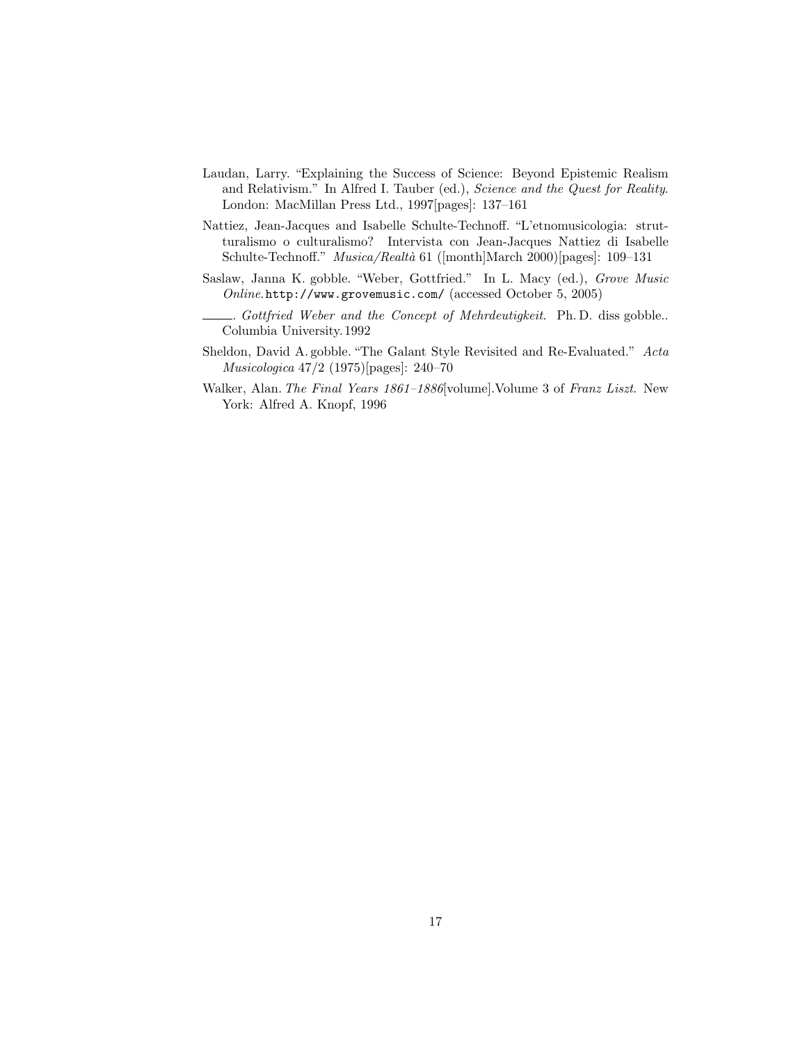Laudan, Larry. "Explaining the Success of Science: Beyond Epistemic Realism and Relativism." In Alfred I. Tauber (ed.), *Science and the Quest for Reality*. London: MacMillan Press Ltd., 1997[pages]: 137–161

Nattiez, Jean-Jacques and Isabelle Schulte-Technoff. "L'etnomusicologia: strutturalismo o culturalismo? Intervista con Jean-Jacques Nattiez di Isabelle Schulte-Technoff." *Musica/Realtà* 61 ([month]March 2000)[pages]: 109–131

Saslaw, Janna K. gobble. "Weber, Gottfried." In L. Macy (ed.), *Grove Music Online.* http://www.grovemusic.com/ (accessed October 5, 2005)

\_\_\_\_\_. *Gottfried Weber and the Concept of Mehrdeutigkeit*. Ph. D. diss gobble.. Columbia University. 1992

Sheldon, David A. gobble. "The Galant Style Revisited and Re-Evaluated." *Acta Musicologica* 47/2 (1975)[pages]: 240–70

Walker, Alan. *The Final Years 1861–1886*[volume].Volume 3 of *Franz Liszt*. New York: Alfred A. Knopf, 1996